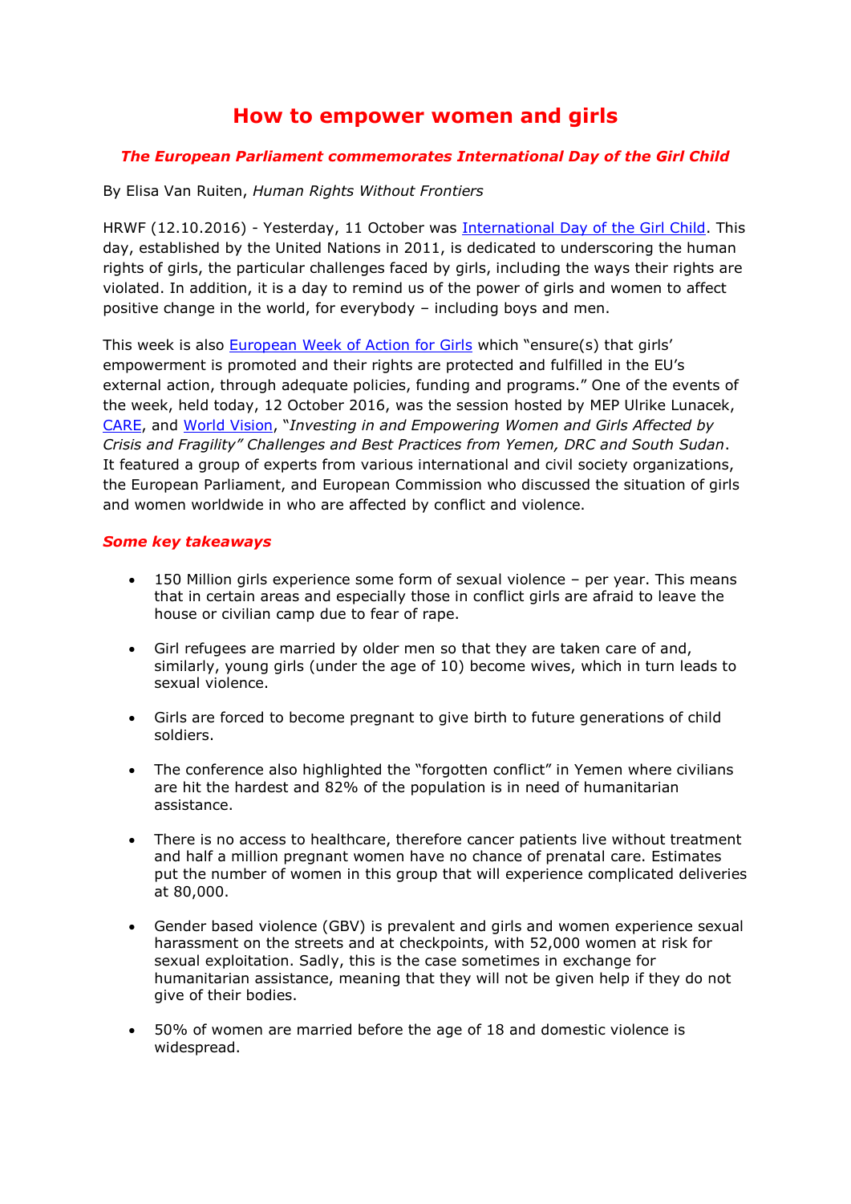# How to empower women and girls

***The European Parliament commemorates International Day of the Girl Child***

By Elisa Van Ruiten, *Human Rights Without Frontiers*

HRWF (12.10.2016) - Yesterday, 11 October was [International Day of the Girl Child](). This day, established by the United Nations in 2011, is dedicated to underscoring the human rights of girls, the particular challenges faced by girls, including the ways their rights are violated. In addition, it is a day to remind us of the power of girls and women to affect positive change in the world, for everybody – including boys and men.

This week is also [European Week of Action for Girls]() which "ensure(s) that girls' empowerment is promoted and their rights are protected and fulfilled in the EU's external action, through adequate policies, funding and programs." One of the events of the week, held today, 12 October 2016, was the session hosted by MEP Ulrike Lunacek, [CARE](), and [World Vision](), "*Investing in and Empowering Women and Girls Affected by Crisis and Fragility" Challenges and Best Practices from Yemen, DRC and South Sudan*. It featured a group of experts from various international and civil society organizations, the European Parliament, and European Commission who discussed the situation of girls and women worldwide in who are affected by conflict and violence.

***Some key takeaways***

- 150 Million girls experience some form of sexual violence – per year. This means that in certain areas and especially those in conflict girls are afraid to leave the house or civilian camp due to fear of rape.
- Girl refugees are married by older men so that they are taken care of and, similarly, young girls (under the age of 10) become wives, which in turn leads to sexual violence.
- Girls are forced to become pregnant to give birth to future generations of child soldiers.
- The conference also highlighted the "forgotten conflict" in Yemen where civilians are hit the hardest and 82% of the population is in need of humanitarian assistance.
- There is no access to healthcare, therefore cancer patients live without treatment and half a million pregnant women have no chance of prenatal care. Estimates put the number of women in this group that will experience complicated deliveries at 80,000.
- Gender based violence (GBV) is prevalent and girls and women experience sexual harassment on the streets and at checkpoints, with 52,000 women at risk for sexual exploitation. Sadly, this is the case sometimes in exchange for humanitarian assistance, meaning that they will not be given help if they do not give of their bodies.
- 50% of women are married before the age of 18 and domestic violence is widespread.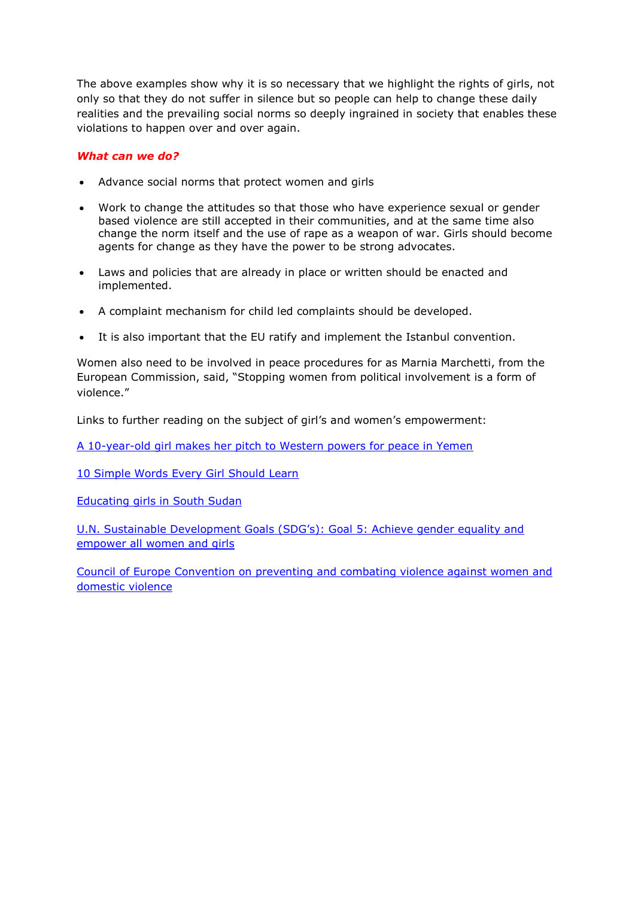The above examples show why it is so necessary that we highlight the rights of girls, not only so that they do not suffer in silence but so people can help to change these daily realities and the prevailing social norms so deeply ingrained in society that enables these violations to happen over and over again.

### ***What can we do?***

- Advance social norms that protect women and girls
- Work to change the attitudes so that those who have experience sexual or gender based violence are still accepted in their communities, and at the same time also change the norm itself and the use of rape as a weapon of war. Girls should become agents for change as they have the power to be strong advocates.
- Laws and policies that are already in place or written should be enacted and implemented.
- A complaint mechanism for child led complaints should be developed.
- It is also important that the EU ratify and implement the Istanbul convention.

Women also need to be involved in peace procedures for as Marnia Marchetti, from the European Commission, said, "Stopping women from political involvement is a form of violence."

Links to further reading on the subject of girl's and women's empowerment:

A 10-year-old girl makes her pitch to Western powers for peace in Yemen

10 Simple Words Every Girl Should Learn

Educating girls in South Sudan

U.N. Sustainable Development Goals (SDG's): Goal 5: Achieve gender equality and empower all women and girls

Council of Europe Convention on preventing and combating violence against women and domestic violence